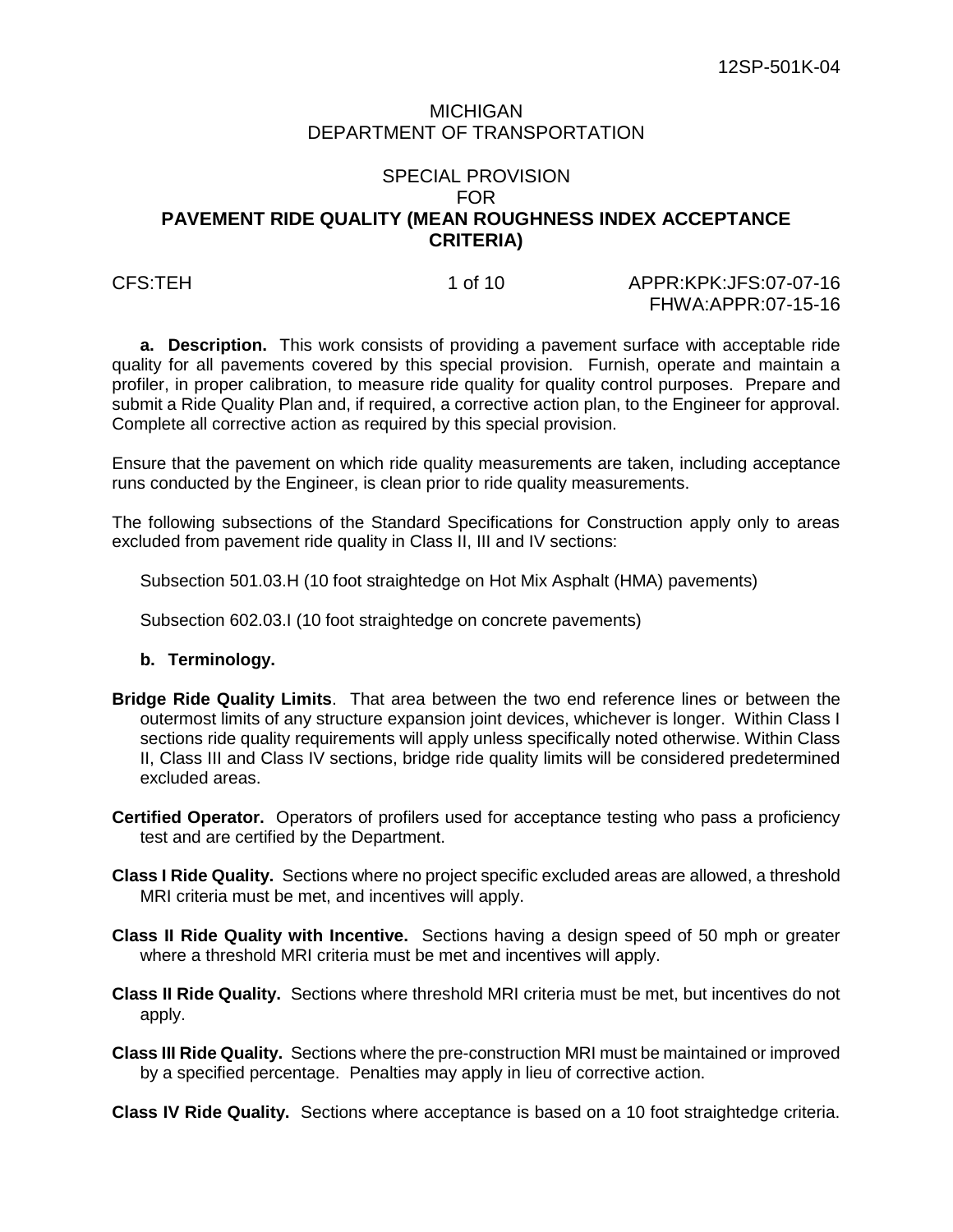12SP-501K-04

MICHIGAN
DEPARTMENT OF TRANSPORTATION

# SPECIAL PROVISION FOR PAVEMENT RIDE QUALITY (MEAN ROUGHNESS INDEX ACCEPTANCE CRITERIA)

CFS:TEH APPR:KPK:JFS:07-07-16
FHWA:APPR:07-15-16

**a. Description.** This work consists of providing a pavement surface with acceptable ride quality for all pavements covered by this special provision. Furnish, operate and maintain a profiler, in proper calibration, to measure ride quality for quality control purposes. Prepare and submit a Ride Quality Plan and, if required, a corrective action plan, to the Engineer for approval. Complete all corrective action as required by this special provision.

Ensure that the pavement on which ride quality measurements are taken, including acceptance runs conducted by the Engineer, is clean prior to ride quality measurements.

The following subsections of the Standard Specifications for Construction apply only to areas excluded from pavement ride quality in Class II, III and IV sections:

Subsection 501.03.H (10 foot straightedge on Hot Mix Asphalt (HMA) pavements)

Subsection 602.03.I (10 foot straightedge on concrete pavements)

**b. Terminology.**

**Bridge Ride Quality Limits**. That area between the two end reference lines or between the outermost limits of any structure expansion joint devices, whichever is longer. Within Class I sections ride quality requirements will apply unless specifically noted otherwise. Within Class II, Class III and Class IV sections, bridge ride quality limits will be considered predetermined excluded areas.

**Certified Operator.** Operators of profilers used for acceptance testing who pass a proficiency test and are certified by the Department.

**Class I Ride Quality.** Sections where no project specific excluded areas are allowed, a threshold MRI criteria must be met, and incentives will apply.

**Class II Ride Quality with Incentive.** Sections having a design speed of 50 mph or greater where a threshold MRI criteria must be met and incentives will apply.

**Class II Ride Quality.** Sections where threshold MRI criteria must be met, but incentives do not apply.

**Class III Ride Quality.** Sections where the pre-construction MRI must be maintained or improved by a specified percentage. Penalties may apply in lieu of corrective action.

**Class IV Ride Quality.** Sections where acceptance is based on a 10 foot straightedge criteria.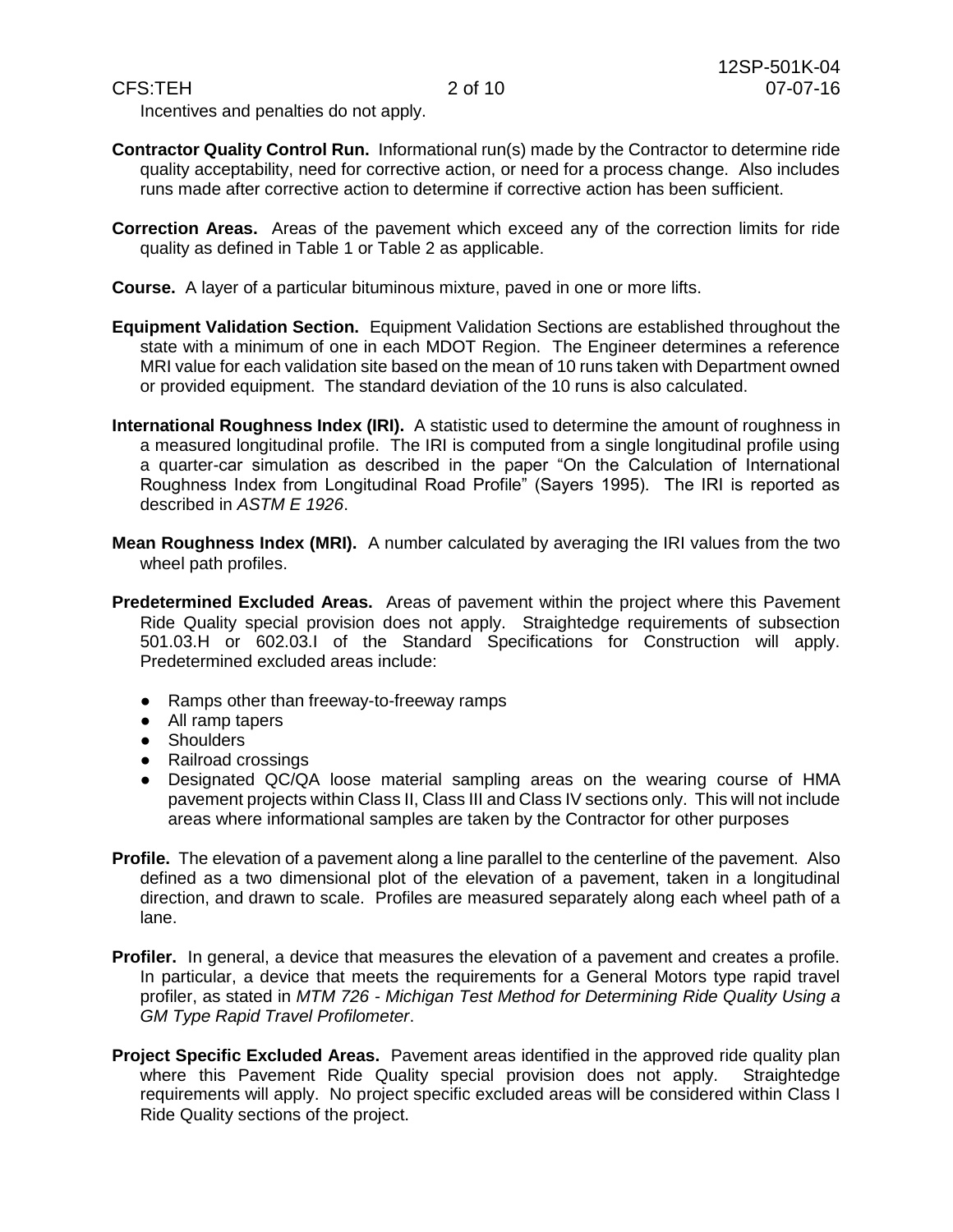Incentives and penalties do not apply.

**Contractor Quality Control Run.** Informational run(s) made by the Contractor to determine ride quality acceptability, need for corrective action, or need for a process change. Also includes runs made after corrective action to determine if corrective action has been sufficient.

**Correction Areas.** Areas of the pavement which exceed any of the correction limits for ride quality as defined in Table 1 or Table 2 as applicable.

**Course.** A layer of a particular bituminous mixture, paved in one or more lifts.

**Equipment Validation Section.** Equipment Validation Sections are established throughout the state with a minimum of one in each MDOT Region. The Engineer determines a reference MRI value for each validation site based on the mean of 10 runs taken with Department owned or provided equipment. The standard deviation of the 10 runs is also calculated.

**International Roughness Index (IRI).** A statistic used to determine the amount of roughness in a measured longitudinal profile. The IRI is computed from a single longitudinal profile using a quarter-car simulation as described in the paper "On the Calculation of International Roughness Index from Longitudinal Road Profile" (Sayers 1995). The IRI is reported as described in *ASTM E 1926*.

**Mean Roughness Index (MRI).** A number calculated by averaging the IRI values from the two wheel path profiles.

**Predetermined Excluded Areas.** Areas of pavement within the project where this Pavement Ride Quality special provision does not apply. Straightedge requirements of subsection 501.03.H or 602.03.I of the Standard Specifications for Construction will apply. Predetermined excluded areas include:

- Ramps other than freeway-to-freeway ramps
- All ramp tapers
- Shoulders
- Railroad crossings
- Designated QC/QA loose material sampling areas on the wearing course of HMA pavement projects within Class II, Class III and Class IV sections only. This will not include areas where informational samples are taken by the Contractor for other purposes

**Profile.** The elevation of a pavement along a line parallel to the centerline of the pavement. Also defined as a two dimensional plot of the elevation of a pavement, taken in a longitudinal direction, and drawn to scale. Profiles are measured separately along each wheel path of a lane.

**Profiler.** In general, a device that measures the elevation of a pavement and creates a profile. In particular, a device that meets the requirements for a General Motors type rapid travel profiler, as stated in *MTM 726 - Michigan Test Method for Determining Ride Quality Using a GM Type Rapid Travel Profilometer*.

**Project Specific Excluded Areas.** Pavement areas identified in the approved ride quality plan where this Pavement Ride Quality special provision does not apply. Straightedge requirements will apply. No project specific excluded areas will be considered within Class I Ride Quality sections of the project.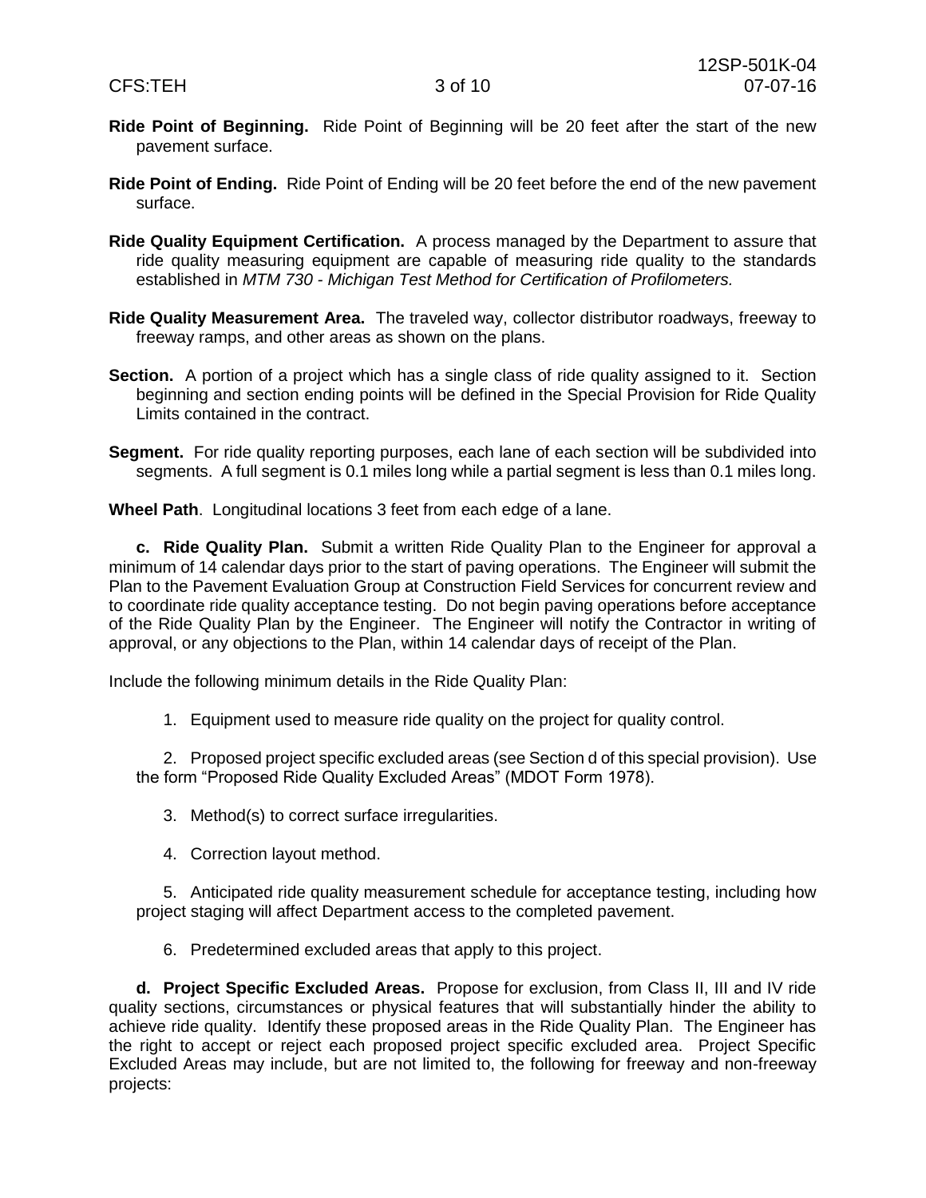**Ride Point of Beginning.** Ride Point of Beginning will be 20 feet after the start of the new pavement surface.

**Ride Point of Ending.** Ride Point of Ending will be 20 feet before the end of the new pavement surface.

**Ride Quality Equipment Certification.** A process managed by the Department to assure that ride quality measuring equipment are capable of measuring ride quality to the standards established in *MTM 730 - Michigan Test Method for Certification of Profilometers.*

**Ride Quality Measurement Area.** The traveled way, collector distributor roadways, freeway to freeway ramps, and other areas as shown on the plans.

**Section.** A portion of a project which has a single class of ride quality assigned to it. Section beginning and section ending points will be defined in the Special Provision for Ride Quality Limits contained in the contract.

**Segment.** For ride quality reporting purposes, each lane of each section will be subdivided into segments. A full segment is 0.1 miles long while a partial segment is less than 0.1 miles long.

**Wheel Path**. Longitudinal locations 3 feet from each edge of a lane.

**c. Ride Quality Plan.** Submit a written Ride Quality Plan to the Engineer for approval a minimum of 14 calendar days prior to the start of paving operations. The Engineer will submit the Plan to the Pavement Evaluation Group at Construction Field Services for concurrent review and to coordinate ride quality acceptance testing. Do not begin paving operations before acceptance of the Ride Quality Plan by the Engineer. The Engineer will notify the Contractor in writing of approval, or any objections to the Plan, within 14 calendar days of receipt of the Plan.

Include the following minimum details in the Ride Quality Plan:

1. Equipment used to measure ride quality on the project for quality control.

2. Proposed project specific excluded areas (see Section d of this special provision). Use the form "Proposed Ride Quality Excluded Areas" (MDOT Form 1978).

3. Method(s) to correct surface irregularities.

4. Correction layout method.

5. Anticipated ride quality measurement schedule for acceptance testing, including how project staging will affect Department access to the completed pavement.

6. Predetermined excluded areas that apply to this project.

**d. Project Specific Excluded Areas.** Propose for exclusion, from Class II, III and IV ride quality sections, circumstances or physical features that will substantially hinder the ability to achieve ride quality. Identify these proposed areas in the Ride Quality Plan. The Engineer has the right to accept or reject each proposed project specific excluded area. Project Specific Excluded Areas may include, but are not limited to, the following for freeway and non-freeway projects: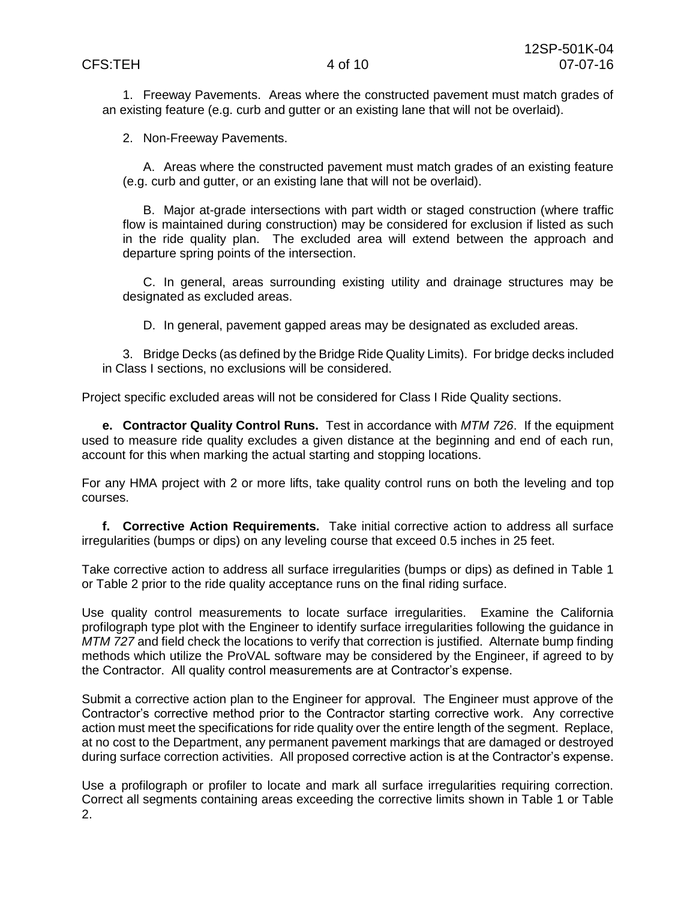1. Freeway Pavements. Areas where the constructed pavement must match grades of an existing feature (e.g. curb and gutter or an existing lane that will not be overlaid).

2. Non-Freeway Pavements.

   A. Areas where the constructed pavement must match grades of an existing feature (e.g. curb and gutter, or an existing lane that will not be overlaid).

   B. Major at-grade intersections with part width or staged construction (where traffic flow is maintained during construction) may be considered for exclusion if listed as such in the ride quality plan. The excluded area will extend between the approach and departure spring points of the intersection.

   C. In general, areas surrounding existing utility and drainage structures may be designated as excluded areas.

   D. In general, pavement gapped areas may be designated as excluded areas.

3. Bridge Decks (as defined by the Bridge Ride Quality Limits). For bridge decks included in Class I sections, no exclusions will be considered.

Project specific excluded areas will not be considered for Class I Ride Quality sections.

**e. Contractor Quality Control Runs.** Test in accordance with *MTM 726*. If the equipment used to measure ride quality excludes a given distance at the beginning and end of each run, account for this when marking the actual starting and stopping locations.

For any HMA project with 2 or more lifts, take quality control runs on both the leveling and top courses.

**f. Corrective Action Requirements.** Take initial corrective action to address all surface irregularities (bumps or dips) on any leveling course that exceed 0.5 inches in 25 feet.

Take corrective action to address all surface irregularities (bumps or dips) as defined in Table 1 or Table 2 prior to the ride quality acceptance runs on the final riding surface.

Use quality control measurements to locate surface irregularities. Examine the California profilograph type plot with the Engineer to identify surface irregularities following the guidance in *MTM 727* and field check the locations to verify that correction is justified. Alternate bump finding methods which utilize the ProVAL software may be considered by the Engineer, if agreed to by the Contractor. All quality control measurements are at Contractor's expense.

Submit a corrective action plan to the Engineer for approval. The Engineer must approve of the Contractor's corrective method prior to the Contractor starting corrective work. Any corrective action must meet the specifications for ride quality over the entire length of the segment. Replace, at no cost to the Department, any permanent pavement markings that are damaged or destroyed during surface correction activities. All proposed corrective action is at the Contractor's expense.

Use a profilograph or profiler to locate and mark all surface irregularities requiring correction. Correct all segments containing areas exceeding the corrective limits shown in Table 1 or Table 2.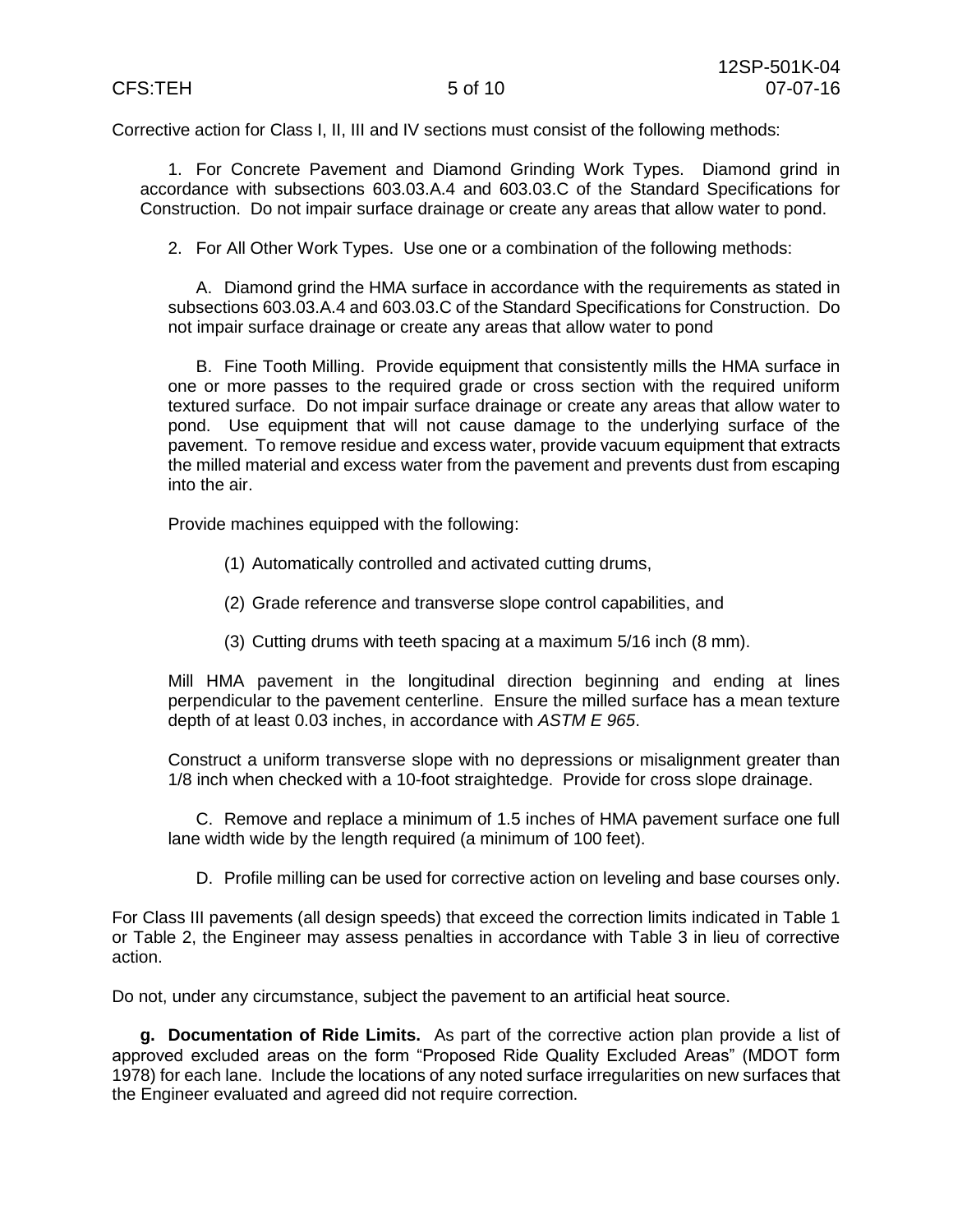Corrective action for Class I, II, III and IV sections must consist of the following methods:

1. For Concrete Pavement and Diamond Grinding Work Types. Diamond grind in accordance with subsections 603.03.A.4 and 603.03.C of the Standard Specifications for Construction. Do not impair surface drainage or create any areas that allow water to pond.

2. For All Other Work Types. Use one or a combination of the following methods:

   A. Diamond grind the HMA surface in accordance with the requirements as stated in subsections 603.03.A.4 and 603.03.C of the Standard Specifications for Construction. Do not impair surface drainage or create any areas that allow water to pond

   B. Fine Tooth Milling. Provide equipment that consistently mills the HMA surface in one or more passes to the required grade or cross section with the required uniform textured surface. Do not impair surface drainage or create any areas that allow water to pond. Use equipment that will not cause damage to the underlying surface of the pavement. To remove residue and excess water, provide vacuum equipment that extracts the milled material and excess water from the pavement and prevents dust from escaping into the air.

   Provide machines equipped with the following:

   (1) Automatically controlled and activated cutting drums,

   (2) Grade reference and transverse slope control capabilities, and

   (3) Cutting drums with teeth spacing at a maximum 5/16 inch (8 mm).

   Mill HMA pavement in the longitudinal direction beginning and ending at lines perpendicular to the pavement centerline. Ensure the milled surface has a mean texture depth of at least 0.03 inches, in accordance with *ASTM E 965*.

   Construct a uniform transverse slope with no depressions or misalignment greater than 1/8 inch when checked with a 10-foot straightedge. Provide for cross slope drainage.

   C. Remove and replace a minimum of 1.5 inches of HMA pavement surface one full lane width wide by the length required (a minimum of 100 feet).

   D. Profile milling can be used for corrective action on leveling and base courses only.

For Class III pavements (all design speeds) that exceed the correction limits indicated in Table 1 or Table 2, the Engineer may assess penalties in accordance with Table 3 in lieu of corrective action.

Do not, under any circumstance, subject the pavement to an artificial heat source.

**g. Documentation of Ride Limits.** As part of the corrective action plan provide a list of approved excluded areas on the form "Proposed Ride Quality Excluded Areas" (MDOT form 1978) for each lane. Include the locations of any noted surface irregularities on new surfaces that the Engineer evaluated and agreed did not require correction.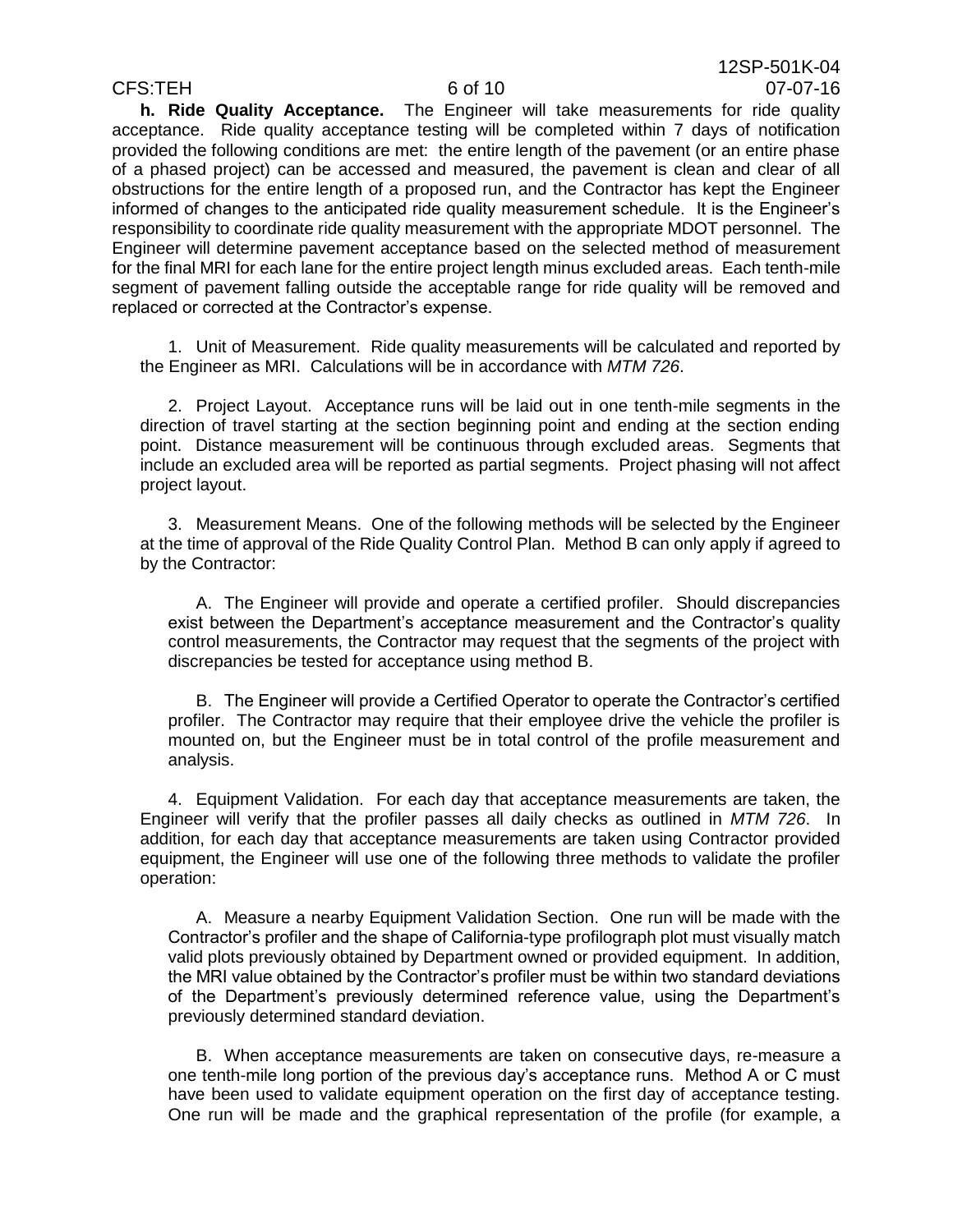**h. Ride Quality Acceptance.** The Engineer will take measurements for ride quality acceptance. Ride quality acceptance testing will be completed within 7 days of notification provided the following conditions are met: the entire length of the pavement (or an entire phase of a phased project) can be accessed and measured, the pavement is clean and clear of all obstructions for the entire length of a proposed run, and the Contractor has kept the Engineer informed of changes to the anticipated ride quality measurement schedule. It is the Engineer's responsibility to coordinate ride quality measurement with the appropriate MDOT personnel. The Engineer will determine pavement acceptance based on the selected method of measurement for the final MRI for each lane for the entire project length minus excluded areas. Each tenth-mile segment of pavement falling outside the acceptable range for ride quality will be removed and replaced or corrected at the Contractor's expense.

1. Unit of Measurement. Ride quality measurements will be calculated and reported by the Engineer as MRI. Calculations will be in accordance with *MTM 726*.

2. Project Layout. Acceptance runs will be laid out in one tenth-mile segments in the direction of travel starting at the section beginning point and ending at the section ending point. Distance measurement will be continuous through excluded areas. Segments that include an excluded area will be reported as partial segments. Project phasing will not affect project layout.

3. Measurement Means. One of the following methods will be selected by the Engineer at the time of approval of the Ride Quality Control Plan. Method B can only apply if agreed to by the Contractor:

A. The Engineer will provide and operate a certified profiler. Should discrepancies exist between the Department's acceptance measurement and the Contractor's quality control measurements, the Contractor may request that the segments of the project with discrepancies be tested for acceptance using method B.

B. The Engineer will provide a Certified Operator to operate the Contractor's certified profiler. The Contractor may require that their employee drive the vehicle the profiler is mounted on, but the Engineer must be in total control of the profile measurement and analysis.

4. Equipment Validation. For each day that acceptance measurements are taken, the Engineer will verify that the profiler passes all daily checks as outlined in *MTM 726*. In addition, for each day that acceptance measurements are taken using Contractor provided equipment, the Engineer will use one of the following three methods to validate the profiler operation:

A. Measure a nearby Equipment Validation Section. One run will be made with the Contractor's profiler and the shape of California-type profilograph plot must visually match valid plots previously obtained by Department owned or provided equipment. In addition, the MRI value obtained by the Contractor's profiler must be within two standard deviations of the Department's previously determined reference value, using the Department's previously determined standard deviation.

B. When acceptance measurements are taken on consecutive days, re-measure a one tenth-mile long portion of the previous day's acceptance runs. Method A or C must have been used to validate equipment operation on the first day of acceptance testing. One run will be made and the graphical representation of the profile (for example, a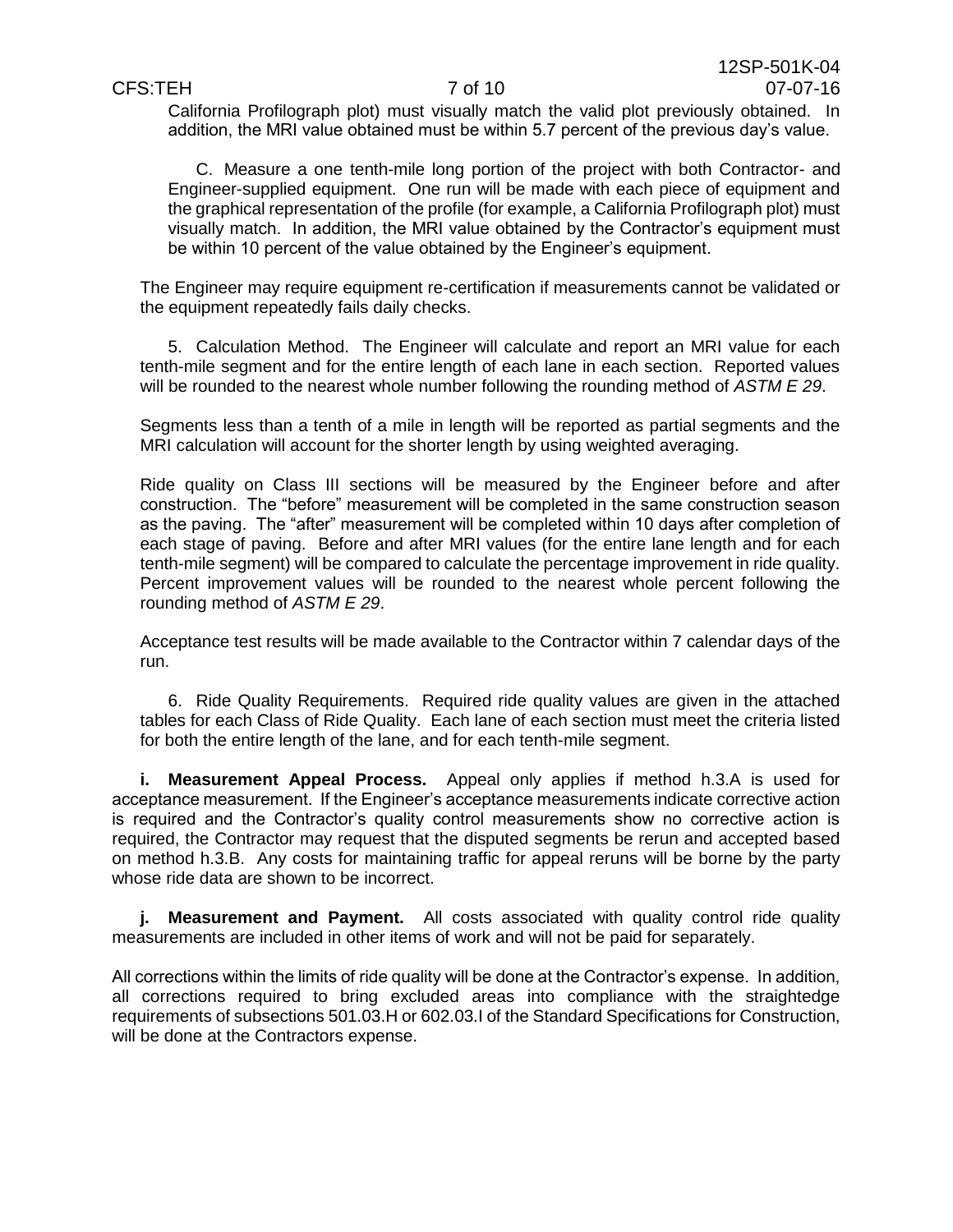California Profilograph plot) must visually match the valid plot previously obtained. In addition, the MRI value obtained must be within 5.7 percent of the previous day's value.

C. Measure a one tenth-mile long portion of the project with both Contractor- and Engineer-supplied equipment. One run will be made with each piece of equipment and the graphical representation of the profile (for example, a California Profilograph plot) must visually match. In addition, the MRI value obtained by the Contractor's equipment must be within 10 percent of the value obtained by the Engineer's equipment.

The Engineer may require equipment re-certification if measurements cannot be validated or the equipment repeatedly fails daily checks.

5. Calculation Method. The Engineer will calculate and report an MRI value for each tenth-mile segment and for the entire length of each lane in each section. Reported values will be rounded to the nearest whole number following the rounding method of *ASTM E 29*.

Segments less than a tenth of a mile in length will be reported as partial segments and the MRI calculation will account for the shorter length by using weighted averaging.

Ride quality on Class III sections will be measured by the Engineer before and after construction. The "before" measurement will be completed in the same construction season as the paving. The "after" measurement will be completed within 10 days after completion of each stage of paving. Before and after MRI values (for the entire lane length and for each tenth-mile segment) will be compared to calculate the percentage improvement in ride quality. Percent improvement values will be rounded to the nearest whole percent following the rounding method of *ASTM E 29*.

Acceptance test results will be made available to the Contractor within 7 calendar days of the run.

6. Ride Quality Requirements. Required ride quality values are given in the attached tables for each Class of Ride Quality. Each lane of each section must meet the criteria listed for both the entire length of the lane, and for each tenth-mile segment.

**i. Measurement Appeal Process.** Appeal only applies if method h.3.A is used for acceptance measurement. If the Engineer's acceptance measurements indicate corrective action is required and the Contractor's quality control measurements show no corrective action is required, the Contractor may request that the disputed segments be rerun and accepted based on method h.3.B. Any costs for maintaining traffic for appeal reruns will be borne by the party whose ride data are shown to be incorrect.

**j. Measurement and Payment.** All costs associated with quality control ride quality measurements are included in other items of work and will not be paid for separately.

All corrections within the limits of ride quality will be done at the Contractor's expense. In addition, all corrections required to bring excluded areas into compliance with the straightedge requirements of subsections 501.03.H or 602.03.I of the Standard Specifications for Construction, will be done at the Contractors expense.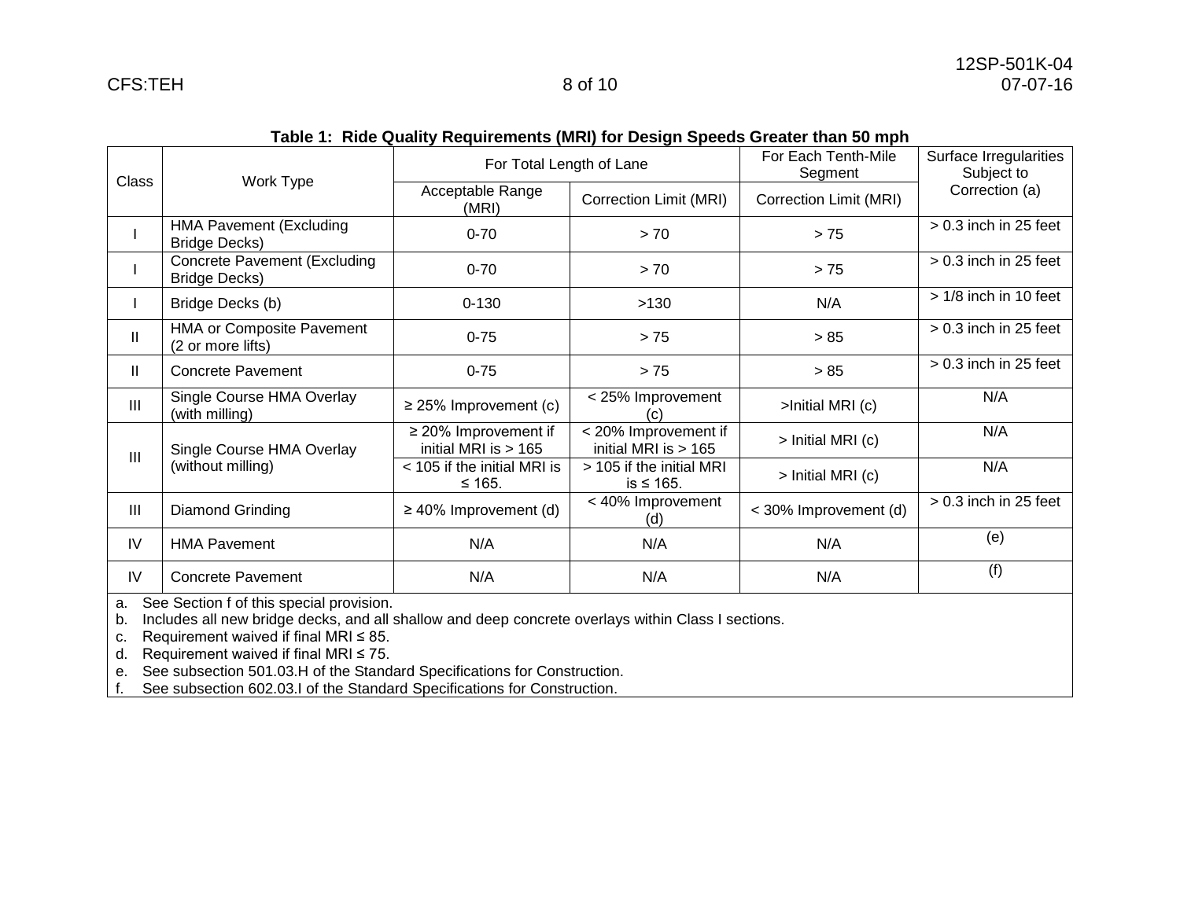**Table 1: Ride Quality Requirements (MRI) for Design Speeds Greater than 50 mph**

| Class | Work Type | For Total Length of Lane | | For Each Tenth-Mile Segment | Surface Irregularities Subject to Correction (a) |
|---|---|---|---|---|---|
| | | Acceptable Range (MRI) | Correction Limit (MRI) | Correction Limit (MRI) | |
| I | HMA Pavement (Excluding Bridge Decks) | 0-70 | > 70 | > 75 | > 0.3 inch in 25 feet |
| I | Concrete Pavement (Excluding Bridge Decks) | 0-70 | > 70 | > 75 | > 0.3 inch in 25 feet |
| I | Bridge Decks (b) | 0-130 | >130 | N/A | > 1/8 inch in 10 feet |
| II | HMA or Composite Pavement (2 or more lifts) | 0-75 | > 75 | > 85 | > 0.3 inch in 25 feet |
| II | Concrete Pavement | 0-75 | > 75 | > 85 | > 0.3 inch in 25 feet |
| III | Single Course HMA Overlay (with milling) | ≥ 25% Improvement (c) | < 25% Improvement (c) | >Initial MRI (c) | N/A |
| III | Single Course HMA Overlay (without milling) | ≥ 20% Improvement if initial MRI is > 165 | < 20% Improvement if initial MRI is > 165 | > Initial MRI (c) | N/A |
| | | < 105 if the initial MRI is ≤ 165. | > 105 if the initial MRI is ≤ 165. | > Initial MRI (c) | N/A |
| III | Diamond Grinding | ≥ 40% Improvement (d) | < 40% Improvement (d) | < 30% Improvement (d) | > 0.3 inch in 25 feet |
| IV | HMA Pavement | N/A | N/A | N/A | (e) |
| IV | Concrete Pavement | N/A | N/A | N/A | (f) |

a. See Section f of this special provision.
b. Includes all new bridge decks, and all shallow and deep concrete overlays within Class I sections.
c. Requirement waived if final MRI ≤ 85.
d. Requirement waived if final MRI ≤ 75.
e. See subsection 501.03.H of the Standard Specifications for Construction.
f. See subsection 602.03.I of the Standard Specifications for Construction.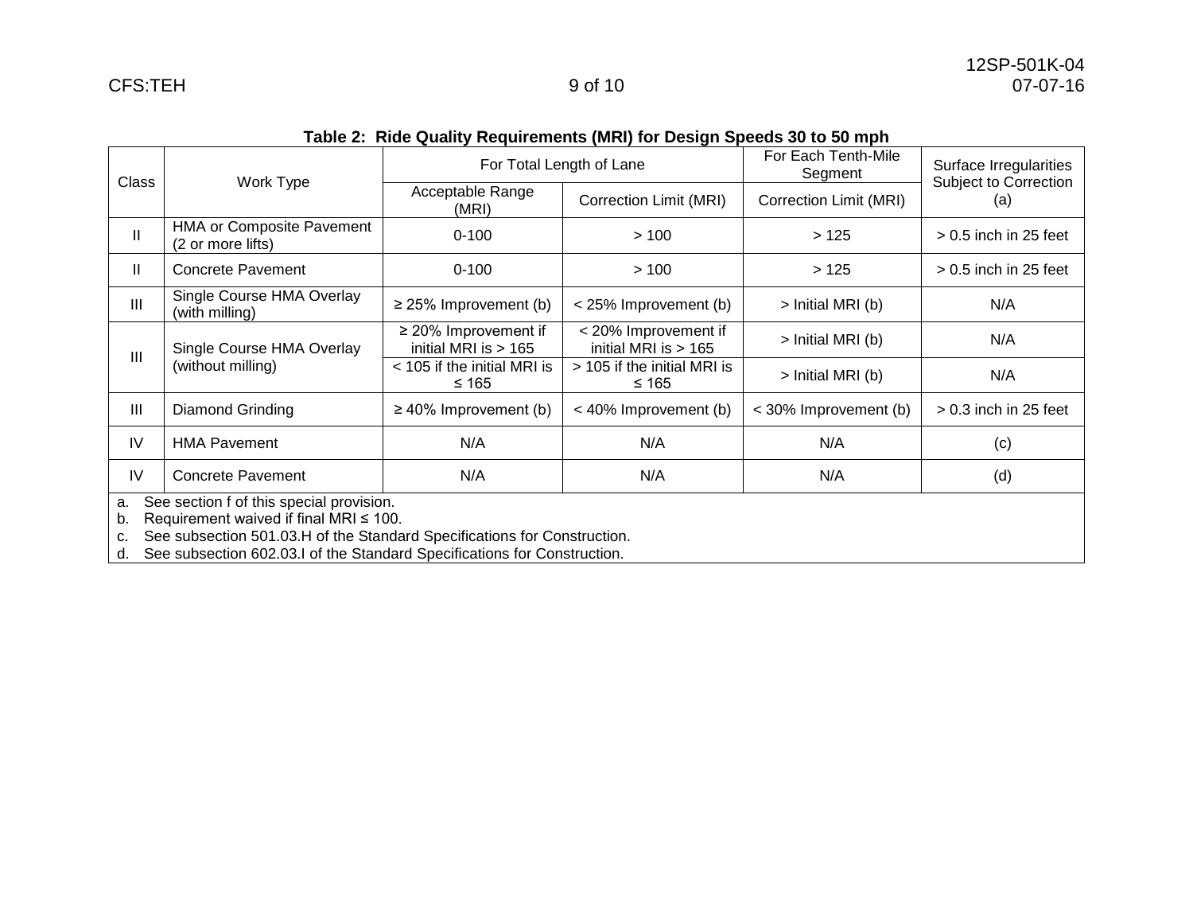**Table 2: Ride Quality Requirements (MRI) for Design Speeds 30 to 50 mph**

| Class | Work Type | For Total Length of Lane | | For Each Tenth-Mile Segment | Surface Irregularities Subject to Correction (a) |
|---|---|---|---|---|---|
| | | Acceptable Range (MRI) | Correction Limit (MRI) | Correction Limit (MRI) | |
| II | HMA or Composite Pavement (2 or more lifts) | 0-100 | > 100 | > 125 | > 0.5 inch in 25 feet |
| II | Concrete Pavement | 0-100 | > 100 | > 125 | > 0.5 inch in 25 feet |
| III | Single Course HMA Overlay (with milling) | ≥ 25% Improvement (b) | < 25% Improvement (b) | > Initial MRI (b) | N/A |
| III | Single Course HMA Overlay (without milling) | ≥ 20% Improvement if initial MRI is > 165 | < 20% Improvement if initial MRI is > 165 | > Initial MRI (b) | N/A |
| | | < 105 if the initial MRI is ≤ 165 | > 105 if the initial MRI is ≤ 165 | > Initial MRI (b) | N/A |
| III | Diamond Grinding | ≥ 40% Improvement (b) | < 40% Improvement (b) | < 30% Improvement (b) | > 0.3 inch in 25 feet |
| IV | HMA Pavement | N/A | N/A | N/A | (c) |
| IV | Concrete Pavement | N/A | N/A | N/A | (d) |

a. See section f of this special provision.
b. Requirement waived if final MRI ≤ 100.
c. See subsection 501.03.H of the Standard Specifications for Construction.
d. See subsection 602.03.I of the Standard Specifications for Construction.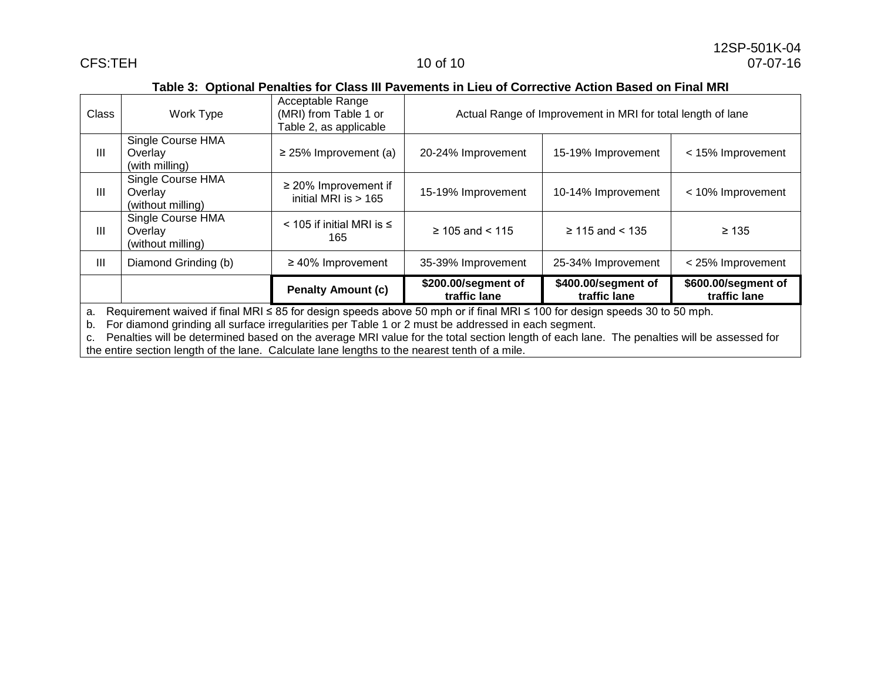**Table 3: Optional Penalties for Class III Pavements in Lieu of Corrective Action Based on Final MRI**

| Class | Work Type | Acceptable Range (MRI) from Table 1 or Table 2, as applicable | Actual Range of Improvement in MRI for total length of lane | | |
|---|---|---|---|---|---|
| III | Single Course HMA Overlay (with milling) | ≥ 25% Improvement (a) | 20-24% Improvement | 15-19% Improvement | < 15% Improvement |
| III | Single Course HMA Overlay (without milling) | ≥ 20% Improvement if initial MRI is > 165 | 15-19% Improvement | 10-14% Improvement | < 10% Improvement |
| III | Single Course HMA Overlay (without milling) | < 105 if initial MRI is ≤ 165 | ≥ 105 and < 115 | ≥ 115 and < 135 | ≥ 135 |
| III | Diamond Grinding (b) | ≥ 40% Improvement | 35-39% Improvement | 25-34% Improvement | < 25% Improvement |
| | | **Penalty Amount (c)** | **$200.00/segment of traffic lane** | **$400.00/segment of traffic lane** | **$600.00/segment of traffic lane** |

a. Requirement waived if final MRI ≤ 85 for design speeds above 50 mph or if final MRI ≤ 100 for design speeds 30 to 50 mph.
b. For diamond grinding all surface irregularities per Table 1 or 2 must be addressed in each segment.
c. Penalties will be determined based on the average MRI value for the total section length of each lane. The penalties will be assessed for the entire section length of the lane. Calculate lane lengths to the nearest tenth of a mile.